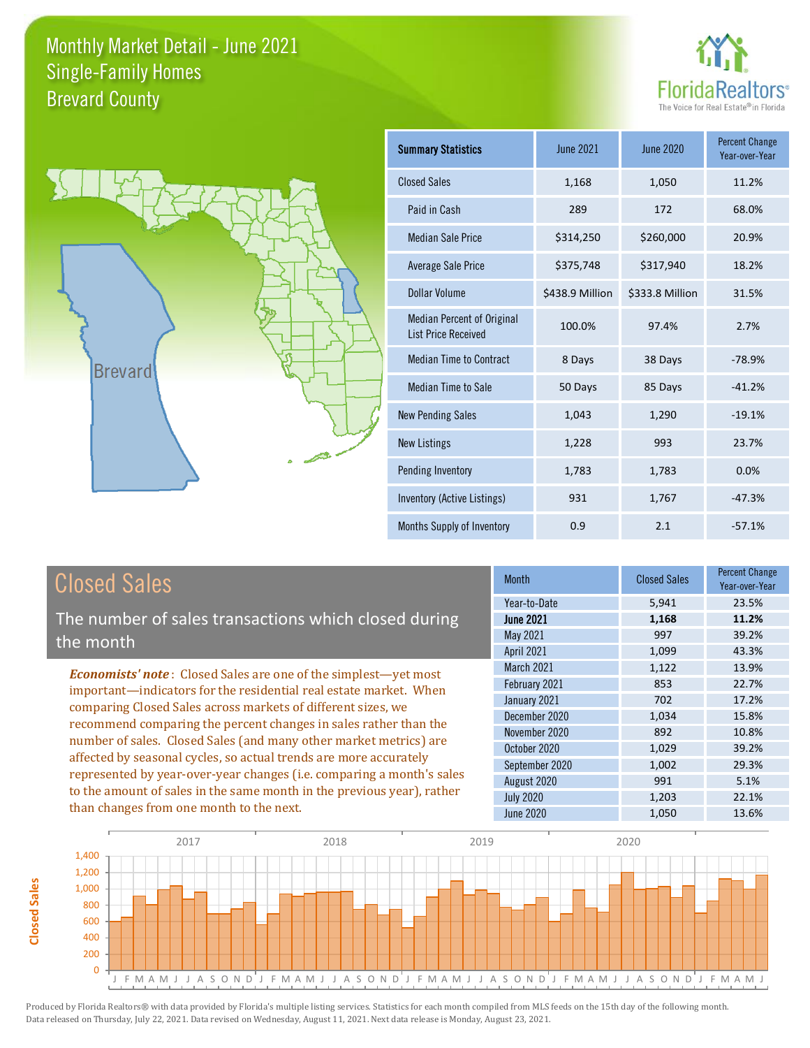# Monthly Market Detail - June 2021
## Single-Family Homes
## Brevard County

FloridaRealtors®
The Voice for Real Estate® in Florida

| Summary Statistics | June 2021 | June 2020 | Percent Change Year-over-Year |
|---|---|---|---|
| Closed Sales | 1,168 | 1,050 | 11.2% |
| Paid in Cash | 289 | 172 | 68.0% |
| Median Sale Price | $314,250 | $260,000 | 20.9% |
| Average Sale Price | $375,748 | $317,940 | 18.2% |
| Dollar Volume | $438.9 Million | $333.8 Million | 31.5% |
| Median Percent of Original List Price Received | 100.0% | 97.4% | 2.7% |
| Median Time to Contract | 8 Days | 38 Days | -78.9% |
| Median Time to Sale | 50 Days | 85 Days | -41.2% |
| New Pending Sales | 1,043 | 1,290 | -19.1% |
| New Listings | 1,228 | 993 | 23.7% |
| Pending Inventory | 1,783 | 1,783 | 0.0% |
| Inventory (Active Listings) | 931 | 1,767 | -47.3% |
| Months Supply of Inventory | 0.9 | 2.1 | -57.1% |

## Closed Sales

The number of sales transactions which closed during the month

***Economists' note***: Closed Sales are one of the simplest—yet most important—indicators for the residential real estate market. When comparing Closed Sales across markets of different sizes, we recommend comparing the percent changes in sales rather than the number of sales. Closed Sales (and many other market metrics) are affected by seasonal cycles, so actual trends are more accurately represented by year-over-year changes (i.e. comparing a month's sales to the amount of sales in the same month in the previous year), rather than changes from one month to the next.

| Month | Closed Sales | Percent Change Year-over-Year |
|---|---|---|
| Year-to-Date | 5,941 | 23.5% |
| **June 2021** | **1,168** | **11.2%** |
| May 2021 | 997 | 39.2% |
| April 2021 | 1,099 | 43.3% |
| March 2021 | 1,122 | 13.9% |
| February 2021 | 853 | 22.7% |
| January 2021 | 702 | 17.2% |
| December 2020 | 1,034 | 15.8% |
| November 2020 | 892 | 10.8% |
| October 2020 | 1,029 | 39.2% |
| September 2020 | 1,002 | 29.3% |
| August 2020 | 991 | 5.1% |
| July 2020 | 1,203 | 22.1% |
| June 2020 | 1,050 | 13.6% |

Produced by Florida Realtors® with data provided by Florida's multiple listing services. Statistics for each month compiled from MLS feeds on the 15th day of the following month. Data released on Thursday, July 22, 2021. Data revised on Wednesday, August 11, 2021. Next data release is Monday, August 23, 2021.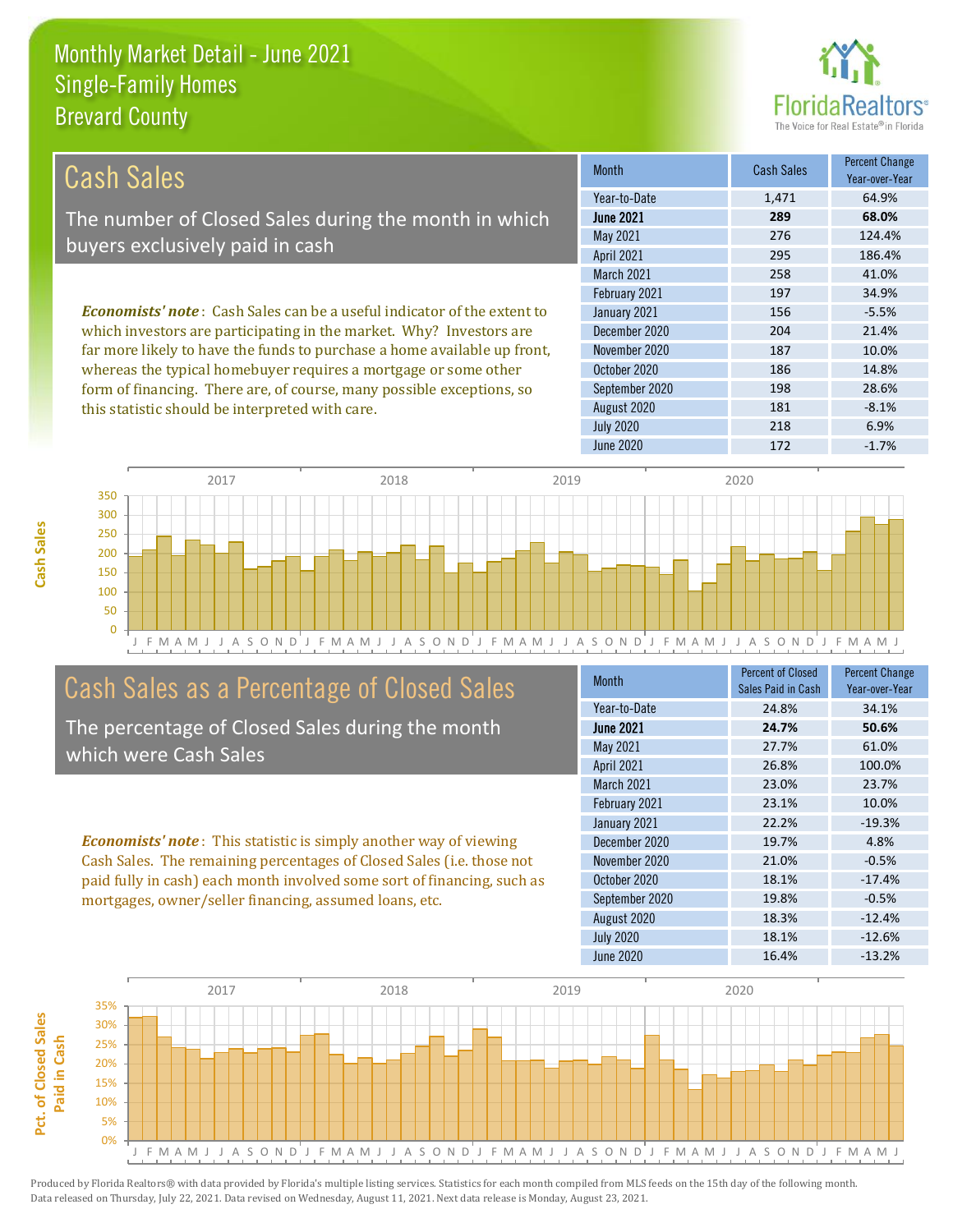# Monthly Market Detail - June 2021
## Single-Family Homes
## Brevard County

## Cash Sales

The number of Closed Sales during the month in which buyers exclusively paid in cash

***Economists' note***: Cash Sales can be a useful indicator of the extent to which investors are participating in the market. Why? Investors are far more likely to have the funds to purchase a home available up front, whereas the typical homebuyer requires a mortgage or some other form of financing. There are, of course, many possible exceptions, so this statistic should be interpreted with care.

| Month | Cash Sales | Percent Change Year-over-Year |
|---|---|---|
| Year-to-Date | 1,471 | 64.9% |
| **June 2021** | **289** | **68.0%** |
| May 2021 | 276 | 124.4% |
| April 2021 | 295 | 186.4% |
| March 2021 | 258 | 41.0% |
| February 2021 | 197 | 34.9% |
| January 2021 | 156 | -5.5% |
| December 2020 | 204 | 21.4% |
| November 2020 | 187 | 10.0% |
| October 2020 | 186 | 14.8% |
| September 2020 | 198 | 28.6% |
| August 2020 | 181 | -8.1% |
| July 2020 | 218 | 6.9% |
| June 2020 | 172 | -1.7% |

## Cash Sales as a Percentage of Closed Sales

The percentage of Closed Sales during the month which were Cash Sales

***Economists' note***: This statistic is simply another way of viewing Cash Sales. The remaining percentages of Closed Sales (i.e. those not paid fully in cash) each month involved some sort of financing, such as mortgages, owner/seller financing, assumed loans, etc.

| Month | Percent of Closed Sales Paid in Cash | Percent Change Year-over-Year |
|---|---|---|
| Year-to-Date | 24.8% | 34.1% |
| **June 2021** | **24.7%** | **50.6%** |
| May 2021 | 27.7% | 61.0% |
| April 2021 | 26.8% | 100.0% |
| March 2021 | 23.0% | 23.7% |
| February 2021 | 23.1% | 10.0% |
| January 2021 | 22.2% | -19.3% |
| December 2020 | 19.7% | 4.8% |
| November 2020 | 21.0% | -0.5% |
| October 2020 | 18.1% | -17.4% |
| September 2020 | 19.8% | -0.5% |
| August 2020 | 18.3% | -12.4% |
| July 2020 | 18.1% | -12.6% |
| June 2020 | 16.4% | -13.2% |

Produced by Florida Realtors® with data provided by Florida's multiple listing services. Statistics for each month compiled from MLS feeds on the 15th day of the following month. Data released on Thursday, July 22, 2021. Data revised on Wednesday, August 11, 2021. Next data release is Monday, August 23, 2021.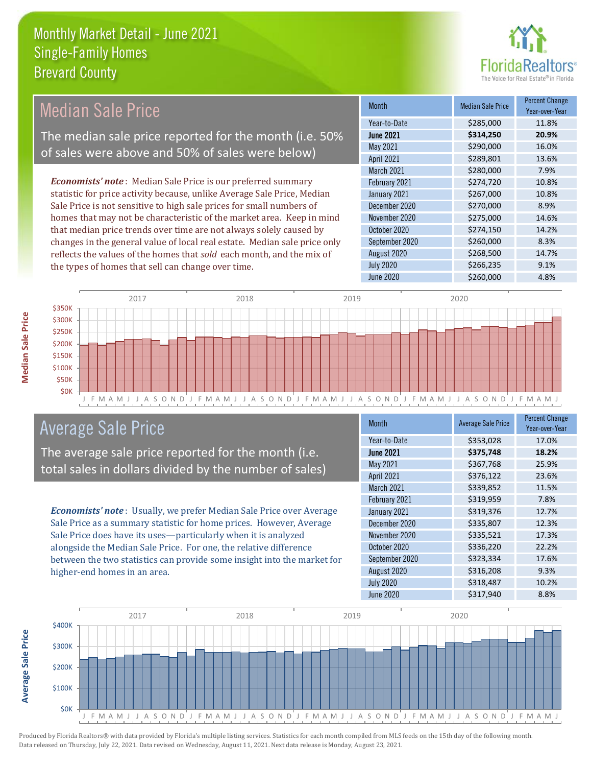# Monthly Market Detail - June 2021
## Single-Family Homes
## Brevard County

## Median Sale Price

The median sale price reported for the month (i.e. 50% of sales were above and 50% of sales were below)

*Economists' note*: Median Sale Price is our preferred summary statistic for price activity because, unlike Average Sale Price, Median Sale Price is not sensitive to high sale prices for small numbers of homes that may not be characteristic of the market area. Keep in mind that median price trends over time are not always solely caused by changes in the general value of local real estate. Median sale price only reflects the values of the homes that *sold* each month, and the mix of the types of homes that sell can change over time.

| Month | Median Sale Price | Percent Change Year-over-Year |
|---|---|---|
| Year-to-Date | $285,000 | 11.8% |
| **June 2021** | **$314,250** | **20.9%** |
| May 2021 | $290,000 | 16.0% |
| April 2021 | $289,801 | 13.6% |
| March 2021 | $280,000 | 7.9% |
| February 2021 | $274,720 | 10.8% |
| January 2021 | $267,000 | 10.8% |
| December 2020 | $270,000 | 8.9% |
| November 2020 | $275,000 | 14.6% |
| October 2020 | $274,150 | 14.2% |
| September 2020 | $260,000 | 8.3% |
| August 2020 | $268,500 | 14.7% |
| July 2020 | $266,235 | 9.1% |
| June 2020 | $260,000 | 4.8% |

## Average Sale Price

The average sale price reported for the month (i.e. total sales in dollars divided by the number of sales)

*Economists' note*: Usually, we prefer Median Sale Price over Average Sale Price as a summary statistic for home prices. However, Average Sale Price does have its uses—particularly when it is analyzed alongside the Median Sale Price. For one, the relative difference between the two statistics can provide some insight into the market for higher-end homes in an area.

| Month | Average Sale Price | Percent Change Year-over-Year |
|---|---|---|
| Year-to-Date | $353,028 | 17.0% |
| **June 2021** | **$375,748** | **18.2%** |
| May 2021 | $367,768 | 25.9% |
| April 2021 | $376,122 | 23.6% |
| March 2021 | $339,852 | 11.5% |
| February 2021 | $319,959 | 7.8% |
| January 2021 | $319,376 | 12.7% |
| December 2020 | $335,807 | 12.3% |
| November 2020 | $335,521 | 17.3% |
| October 2020 | $336,220 | 22.2% |
| September 2020 | $323,334 | 17.6% |
| August 2020 | $316,208 | 9.3% |
| July 2020 | $318,487 | 10.2% |
| June 2020 | $317,940 | 8.8% |

Produced by Florida Realtors® with data provided by Florida's multiple listing services. Statistics for each month compiled from MLS feeds on the 15th day of the following month. Data released on Thursday, July 22, 2021. Data revised on Wednesday, August 11, 2021. Next data release is Monday, August 23, 2021.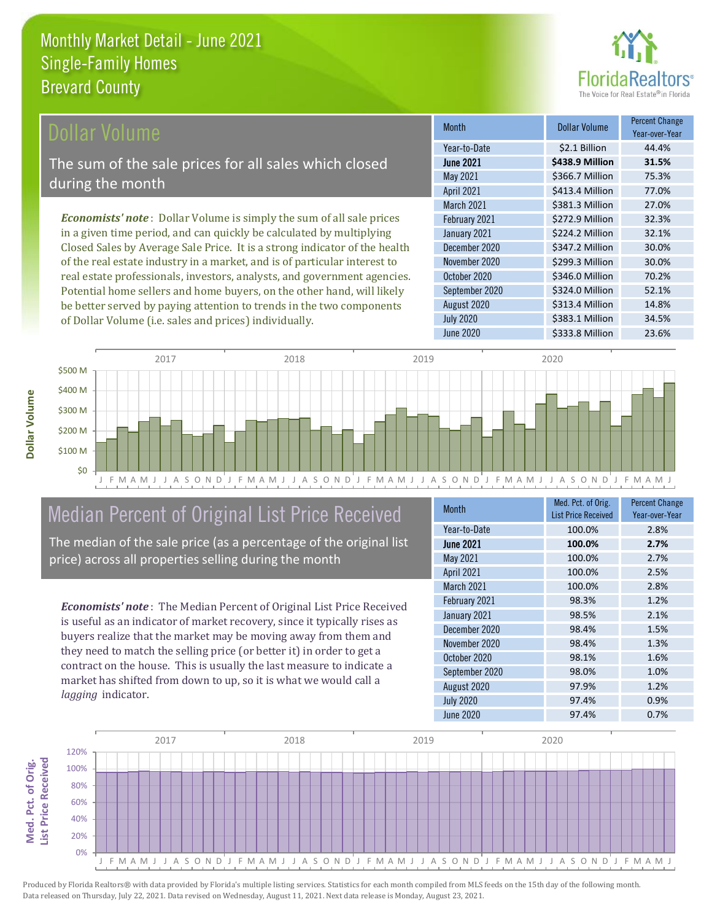Monthly Market Detail - June 2021
Single-Family Homes
Brevard County

## Dollar Volume

The sum of the sale prices for all sales which closed during the month

*Economists' note*: Dollar Volume is simply the sum of all sale prices in a given time period, and can quickly be calculated by multiplying Closed Sales by Average Sale Price. It is a strong indicator of the health of the real estate industry in a market, and is of particular interest to real estate professionals, investors, analysts, and government agencies. Potential home sellers and home buyers, on the other hand, will likely be better served by paying attention to trends in the two components of Dollar Volume (i.e. sales and prices) individually.

| Month | Dollar Volume | Percent Change Year-over-Year |
|---|---|---|
| Year-to-Date | $2.1 Billion | 44.4% |
| **June 2021** | **$438.9 Million** | **31.5%** |
| May 2021 | $366.7 Million | 75.3% |
| April 2021 | $413.4 Million | 77.0% |
| March 2021 | $381.3 Million | 27.0% |
| February 2021 | $272.9 Million | 32.3% |
| January 2021 | $224.2 Million | 32.1% |
| December 2020 | $347.2 Million | 30.0% |
| November 2020 | $299.3 Million | 30.0% |
| October 2020 | $346.0 Million | 70.2% |
| September 2020 | $324.0 Million | 52.1% |
| August 2020 | $313.4 Million | 14.8% |
| July 2020 | $383.1 Million | 34.5% |
| June 2020 | $333.8 Million | 23.6% |

## Median Percent of Original List Price Received

The median of the sale price (as a percentage of the original list price) across all properties selling during the month

*Economists' note*: The Median Percent of Original List Price Received is useful as an indicator of market recovery, since it typically rises as buyers realize that the market may be moving away from them and they need to match the selling price (or better it) in order to get a contract on the house. This is usually the last measure to indicate a market has shifted from down to up, so it is what we would call a *lagging* indicator.

| Month | Med. Pct. of Orig. List Price Received | Percent Change Year-over-Year |
|---|---|---|
| Year-to-Date | 100.0% | 2.8% |
| **June 2021** | **100.0%** | **2.7%** |
| May 2021 | 100.0% | 2.7% |
| April 2021 | 100.0% | 2.5% |
| March 2021 | 100.0% | 2.8% |
| February 2021 | 98.3% | 1.2% |
| January 2021 | 98.5% | 2.1% |
| December 2020 | 98.4% | 1.5% |
| November 2020 | 98.4% | 1.3% |
| October 2020 | 98.1% | 1.6% |
| September 2020 | 98.0% | 1.0% |
| August 2020 | 97.9% | 1.2% |
| July 2020 | 97.4% | 0.9% |
| June 2020 | 97.4% | 0.7% |

Produced by Florida Realtors® with data provided by Florida's multiple listing services. Statistics for each month compiled from MLS feeds on the 15th day of the following month. Data released on Thursday, July 22, 2021. Data revised on Wednesday, August 11, 2021. Next data release is Monday, August 23, 2021.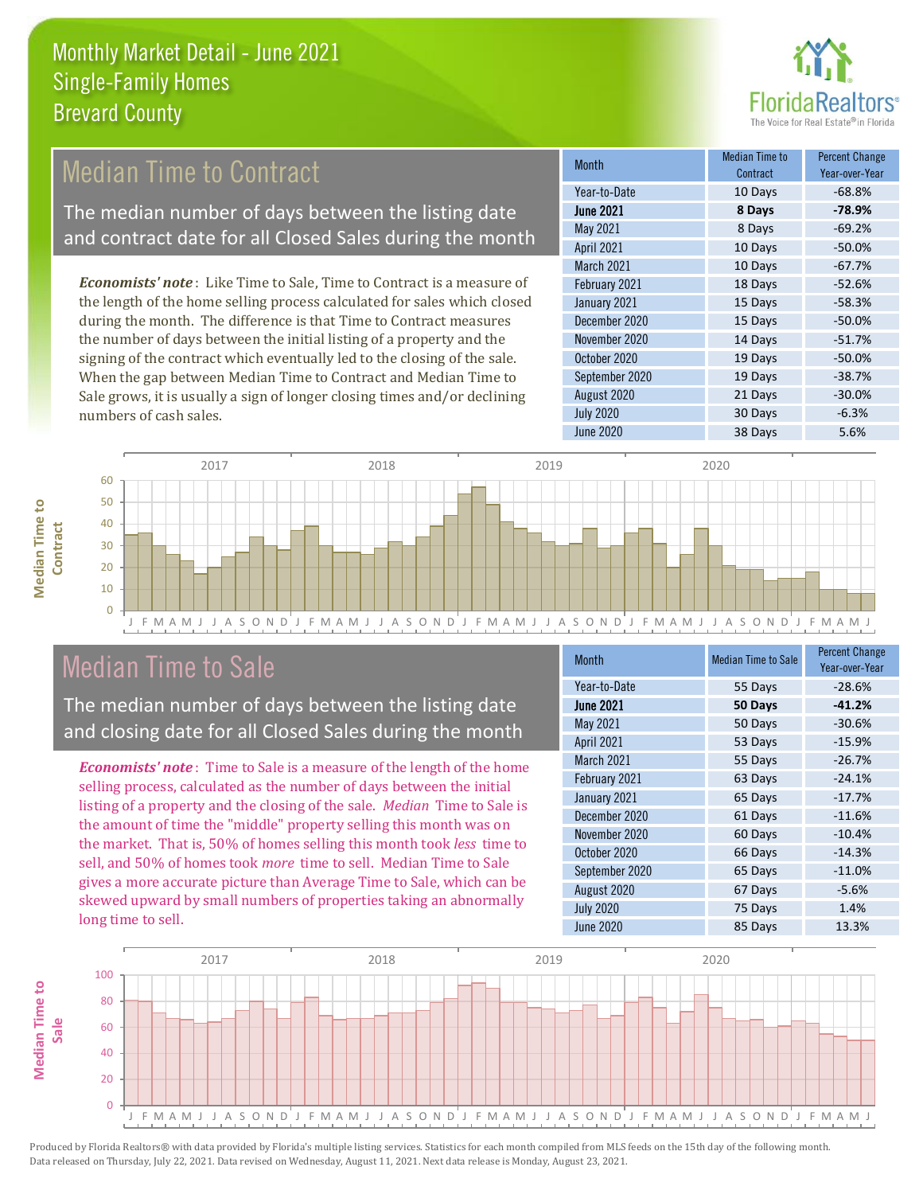# Monthly Market Detail - June 2021
## Single-Family Homes
## Brevard County

## Median Time to Contract

The median number of days between the listing date and contract date for all Closed Sales during the month

***Economists' note***: Like Time to Sale, Time to Contract is a measure of the length of the home selling process calculated for sales which closed during the month. The difference is that Time to Contract measures the number of days between the initial listing of a property and the signing of the contract which eventually led to the closing of the sale. When the gap between Median Time to Contract and Median Time to Sale grows, it is usually a sign of longer closing times and/or declining numbers of cash sales.

| Month | Median Time to Contract | Percent Change Year-over-Year |
|---|---|---|
| Year-to-Date | 10 Days | -68.8% |
| **June 2021** | **8 Days** | **-78.9%** |
| May 2021 | 8 Days | -69.2% |
| April 2021 | 10 Days | -50.0% |
| March 2021 | 10 Days | -67.7% |
| February 2021 | 18 Days | -52.6% |
| January 2021 | 15 Days | -58.3% |
| December 2020 | 15 Days | -50.0% |
| November 2020 | 14 Days | -51.7% |
| October 2020 | 19 Days | -50.0% |
| September 2020 | 19 Days | -38.7% |
| August 2020 | 21 Days | -30.0% |
| July 2020 | 30 Days | -6.3% |
| June 2020 | 38 Days | 5.6% |

## Median Time to Sale

The median number of days between the listing date and closing date for all Closed Sales during the month

***Economists' note***: Time to Sale is a measure of the length of the home selling process, calculated as the number of days between the initial listing of a property and the closing of the sale. *Median* Time to Sale is the amount of time the "middle" property selling this month was on the market. That is, 50% of homes selling this month took *less* time to sell, and 50% of homes took *more* time to sell. Median Time to Sale gives a more accurate picture than Average Time to Sale, which can be skewed upward by small numbers of properties taking an abnormally long time to sell.

| Month | Median Time to Sale | Percent Change Year-over-Year |
|---|---|---|
| Year-to-Date | 55 Days | -28.6% |
| **June 2021** | **50 Days** | **-41.2%** |
| May 2021 | 50 Days | -30.6% |
| April 2021 | 53 Days | -15.9% |
| March 2021 | 55 Days | -26.7% |
| February 2021 | 63 Days | -24.1% |
| January 2021 | 65 Days | -17.7% |
| December 2020 | 61 Days | -11.6% |
| November 2020 | 60 Days | -10.4% |
| October 2020 | 66 Days | -14.3% |
| September 2020 | 65 Days | -11.0% |
| August 2020 | 67 Days | -5.6% |
| July 2020 | 75 Days | 1.4% |
| June 2020 | 85 Days | 13.3% |

Produced by Florida Realtors® with data provided by Florida's multiple listing services. Statistics for each month compiled from MLS feeds on the 15th day of the following month. Data released on Thursday, July 22, 2021. Data revised on Wednesday, August 11, 2021. Next data release is Monday, August 23, 2021.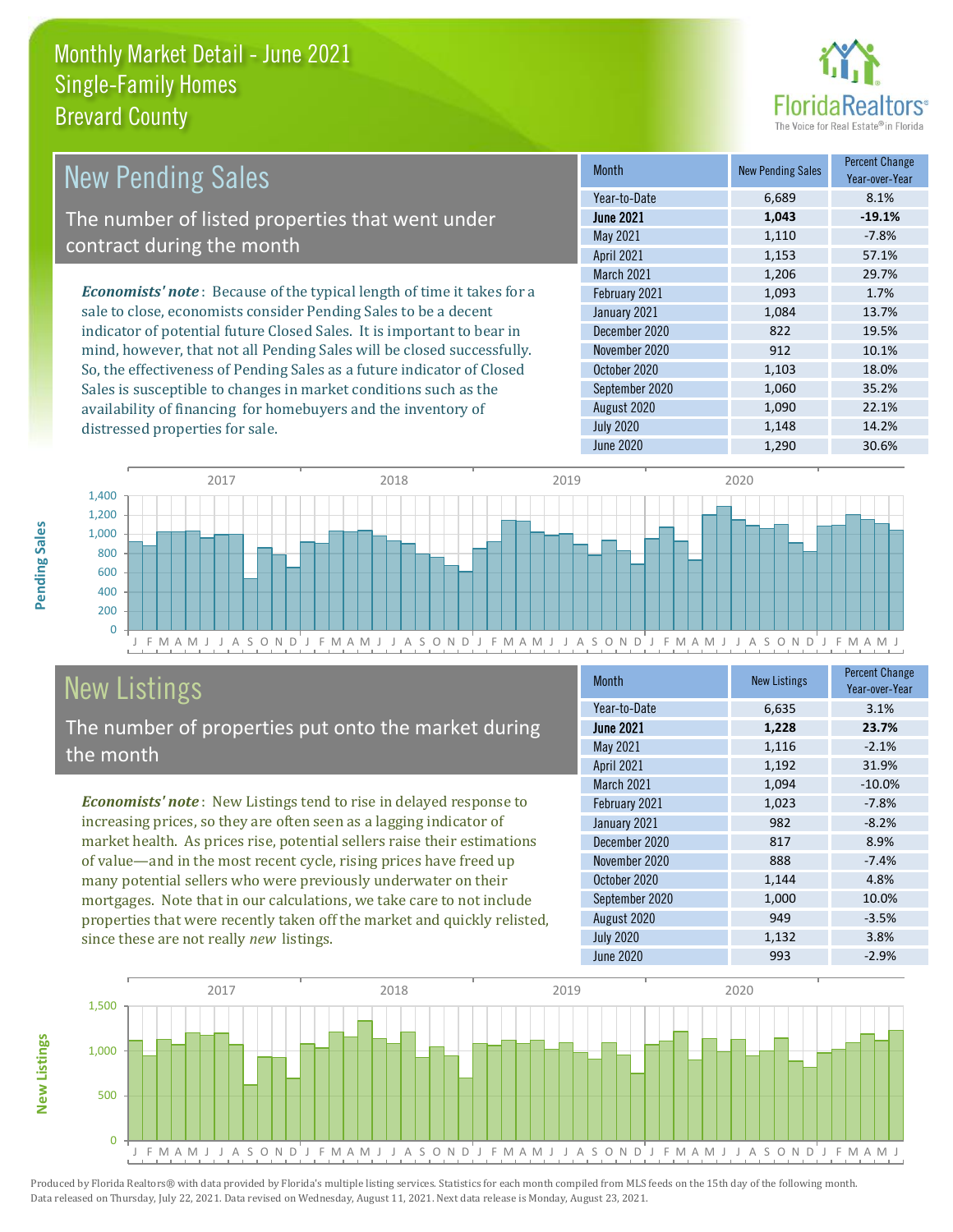# Monthly Market Detail - June 2021
## Single-Family Homes
## Brevard County

## New Pending Sales

The number of listed properties that went under contract during the month

*Economists' note*: Because of the typical length of time it takes for a sale to close, economists consider Pending Sales to be a decent indicator of potential future Closed Sales. It is important to bear in mind, however, that not all Pending Sales will be closed successfully. So, the effectiveness of Pending Sales as a future indicator of Closed Sales is susceptible to changes in market conditions such as the availability of financing for homebuyers and the inventory of distressed properties for sale.

| Month | New Pending Sales | Percent Change Year-over-Year |
|---|---|---|
| Year-to-Date | 6,689 | 8.1% |
| **June 2021** | **1,043** | **-19.1%** |
| May 2021 | 1,110 | -7.8% |
| April 2021 | 1,153 | 57.1% |
| March 2021 | 1,206 | 29.7% |
| February 2021 | 1,093 | 1.7% |
| January 2021 | 1,084 | 13.7% |
| December 2020 | 822 | 19.5% |
| November 2020 | 912 | 10.1% |
| October 2020 | 1,103 | 18.0% |
| September 2020 | 1,060 | 35.2% |
| August 2020 | 1,090 | 22.1% |
| July 2020 | 1,148 | 14.2% |
| June 2020 | 1,290 | 30.6% |

## New Listings

The number of properties put onto the market during the month

*Economists' note*: New Listings tend to rise in delayed response to increasing prices, so they are often seen as a lagging indicator of market health. As prices rise, potential sellers raise their estimations of value—and in the most recent cycle, rising prices have freed up many potential sellers who were previously underwater on their mortgages. Note that in our calculations, we take care to not include properties that were recently taken off the market and quickly relisted, since these are not really *new* listings.

| Month | New Listings | Percent Change Year-over-Year |
|---|---|---|
| Year-to-Date | 6,635 | 3.1% |
| **June 2021** | **1,228** | **23.7%** |
| May 2021 | 1,116 | -2.1% |
| April 2021 | 1,192 | 31.9% |
| March 2021 | 1,094 | -10.0% |
| February 2021 | 1,023 | -7.8% |
| January 2021 | 982 | -8.2% |
| December 2020 | 817 | 8.9% |
| November 2020 | 888 | -7.4% |
| October 2020 | 1,144 | 4.8% |
| September 2020 | 1,000 | 10.0% |
| August 2020 | 949 | -3.5% |
| July 2020 | 1,132 | 3.8% |
| June 2020 | 993 | -2.9% |

Produced by Florida Realtors® with data provided by Florida's multiple listing services. Statistics for each month compiled from MLS feeds on the 15th day of the following month. Data released on Thursday, July 22, 2021. Data revised on Wednesday, August 11, 2021. Next data release is Monday, August 23, 2021.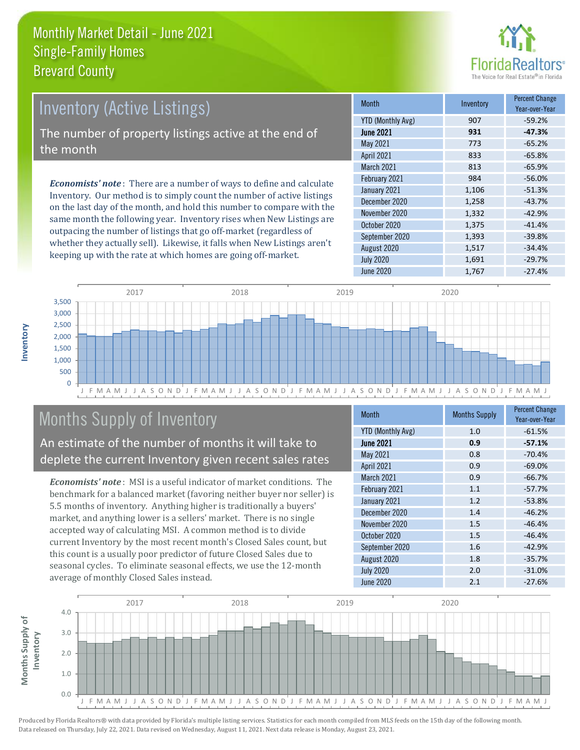# Monthly Market Detail - June 2021
## Single-Family Homes
## Brevard County

## Inventory (Active Listings)

The number of property listings active at the end of the month

*Economists' note*: There are a number of ways to define and calculate Inventory. Our method is to simply count the number of active listings on the last day of the month, and hold this number to compare with the same month the following year. Inventory rises when New Listings are outpacing the number of listings that go off-market (regardless of whether they actually sell). Likewise, it falls when New Listings aren't keeping up with the rate at which homes are going off-market.

| Month | Inventory | Percent Change Year-over-Year |
|---|---|---|
| YTD (Monthly Avg) | 907 | -59.2% |
| **June 2021** | **931** | **-47.3%** |
| May 2021 | 773 | -65.2% |
| April 2021 | 833 | -65.8% |
| March 2021 | 813 | -65.9% |
| February 2021 | 984 | -56.0% |
| January 2021 | 1,106 | -51.3% |
| December 2020 | 1,258 | -43.7% |
| November 2020 | 1,332 | -42.9% |
| October 2020 | 1,375 | -41.4% |
| September 2020 | 1,393 | -39.8% |
| August 2020 | 1,517 | -34.4% |
| July 2020 | 1,691 | -29.7% |
| June 2020 | 1,767 | -27.4% |

## Months Supply of Inventory

An estimate of the number of months it will take to deplete the current Inventory given recent sales rates

*Economists' note*: MSI is a useful indicator of market conditions. The benchmark for a balanced market (favoring neither buyer nor seller) is 5.5 months of inventory. Anything higher is traditionally a buyers' market, and anything lower is a sellers' market. There is no single accepted way of calculating MSI. A common method is to divide current Inventory by the most recent month's Closed Sales count, but this count is a usually poor predictor of future Closed Sales due to seasonal cycles. To eliminate seasonal effects, we use the 12-month average of monthly Closed Sales instead.

| Month | Months Supply | Percent Change Year-over-Year |
|---|---|---|
| YTD (Monthly Avg) | 1.0 | -61.5% |
| **June 2021** | **0.9** | **-57.1%** |
| May 2021 | 0.8 | -70.4% |
| April 2021 | 0.9 | -69.0% |
| March 2021 | 0.9 | -66.7% |
| February 2021 | 1.1 | -57.7% |
| January 2021 | 1.2 | -53.8% |
| December 2020 | 1.4 | -46.2% |
| November 2020 | 1.5 | -46.4% |
| October 2020 | 1.5 | -46.4% |
| September 2020 | 1.6 | -42.9% |
| August 2020 | 1.8 | -35.7% |
| July 2020 | 2.0 | -31.0% |
| June 2020 | 2.1 | -27.6% |

Produced by Florida Realtors® with data provided by Florida's multiple listing services. Statistics for each month compiled from MLS feeds on the 15th day of the following month. Data released on Thursday, July 22, 2021. Data revised on Wednesday, August 11, 2021. Next data release is Monday, August 23, 2021.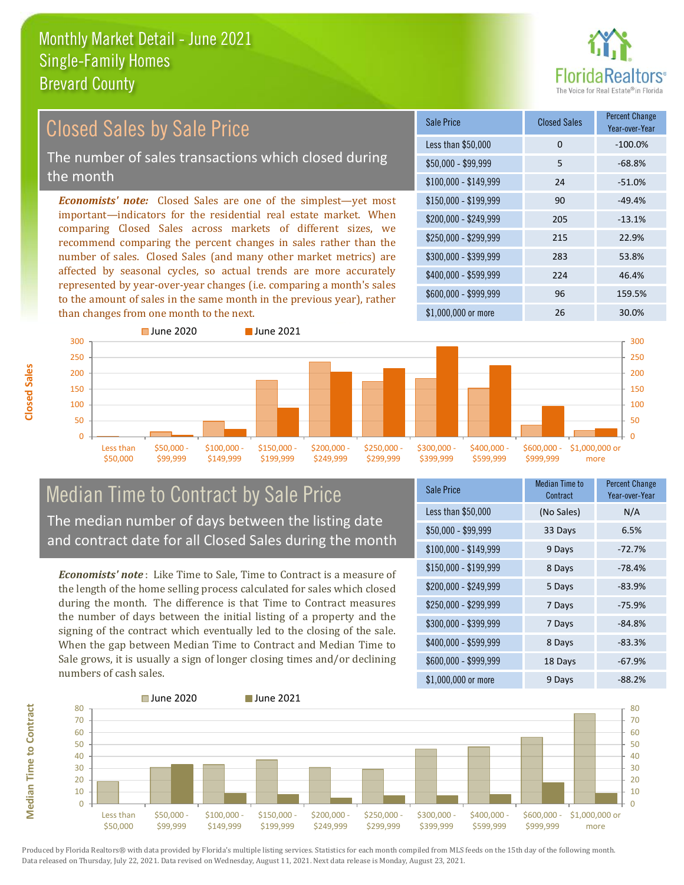# Monthly Market Detail - June 2021
## Single-Family Homes
## Brevard County

## Closed Sales by Sale Price

The number of sales transactions which closed during the month

*Economists' note:* Closed Sales are one of the simplest—yet most important—indicators for the residential real estate market. When comparing Closed Sales across markets of different sizes, we recommend comparing the percent changes in sales rather than the number of sales. Closed Sales (and many other market metrics) are affected by seasonal cycles, so actual trends are more accurately represented by year-over-year changes (i.e. comparing a month's sales to the amount of sales in the same month in the previous year), rather than changes from one month to the next.

| Sale Price | Closed Sales | Percent Change Year-over-Year |
|---|---|---|
| Less than $50,000 | 0 | -100.0% |
| $50,000 - $99,999 | 5 | -68.8% |
| $100,000 - $149,999 | 24 | -51.0% |
| $150,000 - $199,999 | 90 | -49.4% |
| $200,000 - $249,999 | 205 | -13.1% |
| $250,000 - $299,999 | 215 | 22.9% |
| $300,000 - $399,999 | 283 | 53.8% |
| $400,000 - $599,999 | 224 | 46.4% |
| $600,000 - $999,999 | 96 | 159.5% |
| $1,000,000 or more | 26 | 30.0% |

## Median Time to Contract by Sale Price

The median number of days between the listing date and contract date for all Closed Sales during the month

*Economists' note*: Like Time to Sale, Time to Contract is a measure of the length of the home selling process calculated for sales which closed during the month. The difference is that Time to Contract measures the number of days between the initial listing of a property and the signing of the contract which eventually led to the closing of the sale. When the gap between Median Time to Contract and Median Time to Sale grows, it is usually a sign of longer closing times and/or declining numbers of cash sales.

| Sale Price | Median Time to Contract | Percent Change Year-over-Year |
|---|---|---|
| Less than $50,000 | (No Sales) | N/A |
| $50,000 - $99,999 | 33 Days | 6.5% |
| $100,000 - $149,999 | 9 Days | -72.7% |
| $150,000 - $199,999 | 8 Days | -78.4% |
| $200,000 - $249,999 | 5 Days | -83.9% |
| $250,000 - $299,999 | 7 Days | -75.9% |
| $300,000 - $399,999 | 7 Days | -84.8% |
| $400,000 - $599,999 | 8 Days | -83.3% |
| $600,000 - $999,999 | 18 Days | -67.9% |
| $1,000,000 or more | 9 Days | -88.2% |

Produced by Florida Realtors® with data provided by Florida's multiple listing services. Statistics for each month compiled from MLS feeds on the 15th day of the following month. Data released on Thursday, July 22, 2021. Data revised on Wednesday, August 11, 2021. Next data release is Monday, August 23, 2021.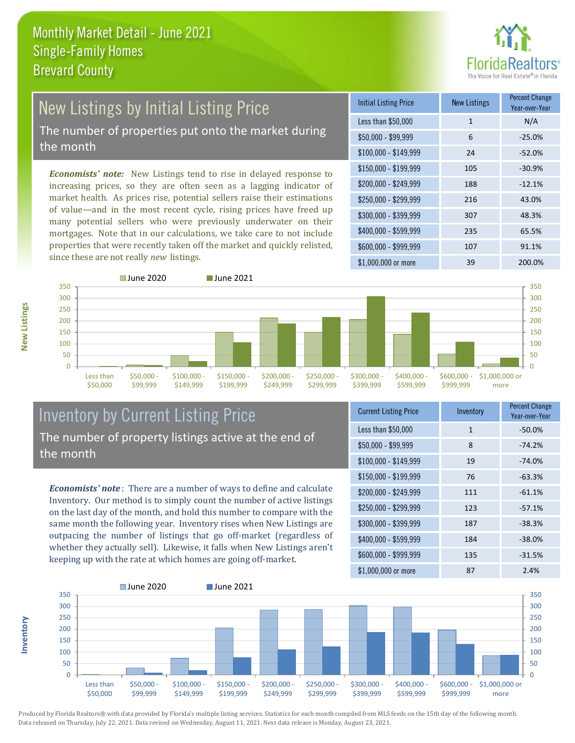# Monthly Market Detail - June 2021
## Single-Family Homes
## Brevard County

## New Listings by Initial Listing Price

The number of properties put onto the market during the month

*Economists' note:* New Listings tend to rise in delayed response to increasing prices, so they are often seen as a lagging indicator of market health. As prices rise, potential sellers raise their estimations of value—and in the most recent cycle, rising prices have freed up many potential sellers who were previously underwater on their mortgages. Note that in our calculations, we take care to not include properties that were recently taken off the market and quickly relisted, since these are not really *new* listings.

| Initial Listing Price | New Listings | Percent Change Year-over-Year |
|---|---|---|
| Less than $50,000 | 1 | N/A |
| $50,000 - $99,999 | 6 | -25.0% |
| $100,000 - $149,999 | 24 | -52.0% |
| $150,000 - $199,999 | 105 | -30.9% |
| $200,000 - $249,999 | 188 | -12.1% |
| $250,000 - $299,999 | 216 | 43.0% |
| $300,000 - $399,999 | 307 | 48.3% |
| $400,000 - $599,999 | 235 | 65.5% |
| $600,000 - $999,999 | 107 | 91.1% |
| $1,000,000 or more | 39 | 200.0% |

## Inventory by Current Listing Price

The number of property listings active at the end of the month

*Economists' note*: There are a number of ways to define and calculate Inventory. Our method is to simply count the number of active listings on the last day of the month, and hold this number to compare with the same month the following year. Inventory rises when New Listings are outpacing the number of listings that go off-market (regardless of whether they actually sell). Likewise, it falls when New Listings aren't keeping up with the rate at which homes are going off-market.

| Current Listing Price | Inventory | Percent Change Year-over-Year |
|---|---|---|
| Less than $50,000 | 1 | -50.0% |
| $50,000 - $99,999 | 8 | -74.2% |
| $100,000 - $149,999 | 19 | -74.0% |
| $150,000 - $199,999 | 76 | -63.3% |
| $200,000 - $249,999 | 111 | -61.1% |
| $250,000 - $299,999 | 123 | -57.1% |
| $300,000 - $399,999 | 187 | -38.3% |
| $400,000 - $599,999 | 184 | -38.0% |
| $600,000 - $999,999 | 135 | -31.5% |
| $1,000,000 or more | 87 | 2.4% |

Produced by Florida Realtors® with data provided by Florida's multiple listing services. Statistics for each month compiled from MLS feeds on the 15th day of the following month. Data released on Thursday, July 22, 2021. Data revised on Wednesday, August 11, 2021. Next data release is Monday, August 23, 2021.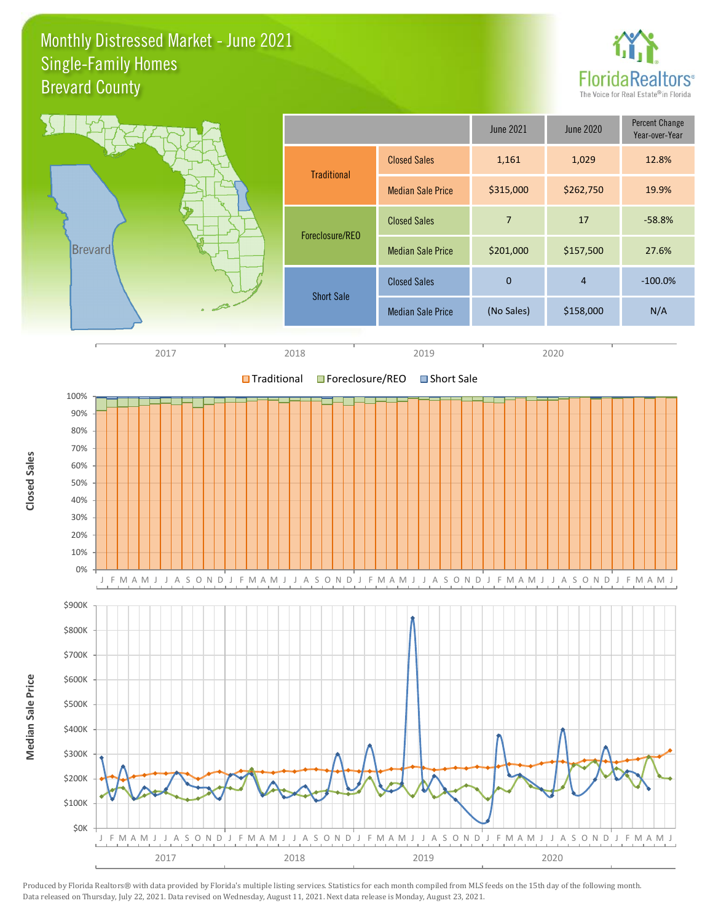# Monthly Distressed Market - June 2021
## Single-Family Homes
## Brevard County

FloridaRealtors® The Voice for Real Estate® in Florida

Brevard

| | | June 2021 | June 2020 | Percent Change Year-over-Year |
|---|---|---|---|---|
| Traditional | Closed Sales | 1,161 | 1,029 | 12.8% |
| | Median Sale Price | $315,000 | $262,750 | 19.9% |
| Foreclosure/REO | Closed Sales | 7 | 17 | -58.8% |
| | Median Sale Price | $201,000 | $157,500 | 27.6% |
| Short Sale | Closed Sales | 0 | 4 | -100.0% |
| | Median Sale Price | (No Sales) | $158,000 | N/A |

2017 2018 2019 2020

Traditional  Foreclosure/REO  Short Sale

Closed Sales

100% 90% 80% 70% 60% 50% 40% 30% 20% 10% 0%

J F M A M J J A S O N D J F M A M J J A S O N D J F M A M J J A S O N D J F M A M J J A S O N D J F M A M J

Median Sale Price

$900K $800K $700K $600K $500K $400K $300K $200K $100K $0K

J F M A M J J A S O N D J F M A M J J A S O N D J F M A M J J A S O N D J F M A M J J A S O N D J F M A M J

2017 2018 2019 2020

Produced by Florida Realtors® with data provided by Florida's multiple listing services. Statistics for each month compiled from MLS feeds on the 15th day of the following month.
Data released on Thursday, July 22, 2021. Data revised on Wednesday, August 11, 2021. Next data release is Monday, August 23, 2021.